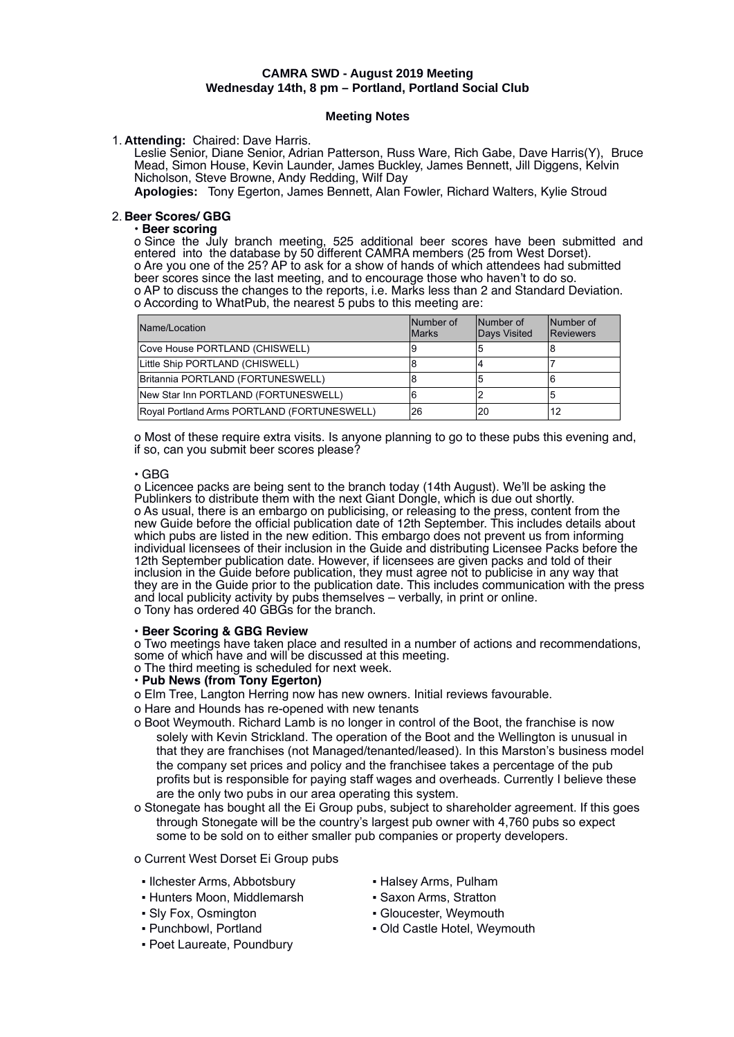**CAMRA SWD - August 2019 Meeting**
**Wednesday 14th, 8 pm – Portland, Portland Social Club**

**Meeting Notes**

1. **Attending:** Chaired: Dave Harris.
   Leslie Senior, Diane Senior, Adrian Patterson, Russ Ware, Rich Gabe, Dave Harris(Y), Bruce Mead, Simon House, Kevin Launder, James Buckley, James Bennett, Jill Diggens, Kelvin Nicholson, Steve Browne, Andy Redding, Wilf Day
   **Apologies:** Tony Egerton, James Bennett, Alan Fowler, Richard Walters, Kylie Stroud

2. **Beer Scores/ GBG**
   - **Beer scoring**
     - o Since the July branch meeting, 525 additional beer scores have been submitted and entered into the database by 50 different CAMRA members (25 from West Dorset).
     - o Are you one of the 25? AP to ask for a show of hands of which attendees had submitted beer scores since the last meeting, and to encourage those who haven't to do so.
     - o AP to discuss the changes to the reports, i.e. Marks less than 2 and Standard Deviation.
     - o According to WhatPub, the nearest 5 pubs to this meeting are:

| Name/Location | Number of Marks | Number of Days Visited | Number of Reviewers |
|---|---|---|---|
| Cove House PORTLAND (CHISWELL) | 9 | 5 | 8 |
| Little Ship PORTLAND (CHISWELL) | 8 | 4 | 7 |
| Britannia PORTLAND (FORTUNESWELL) | 8 | 5 | 6 |
| New Star Inn PORTLAND (FORTUNESWELL) | 6 | 2 | 5 |
| Royal Portland Arms PORTLAND (FORTUNESWELL) | 26 | 20 | 12 |

   o Most of these require extra visits. Is anyone planning to go to these pubs this evening and, if so, can you submit beer scores please?

   - GBG
     - o Licencee packs are being sent to the branch today (14th August). We'll be asking the Publinkers to distribute them with the next Giant Dongle, which is due out shortly.
     - o As usual, there is an embargo on publicising, or releasing to the press, content from the new Guide before the official publication date of 12th September. This includes details about which pubs are listed in the new edition. This embargo does not prevent us from informing individual licensees of their inclusion in the Guide and distributing Licensee Packs before the 12th September publication date. However, if licensees are given packs and told of their inclusion in the Guide before publication, they must agree not to publicise in any way that they are in the Guide prior to the publication date. This includes communication with the press and local publicity activity by pubs themselves – verbally, in print or online.
     - o Tony has ordered 40 GBGs for the branch.

   - **Beer Scoring & GBG Review**
     - o Two meetings have taken place and resulted in a number of actions and recommendations, some of which have and will be discussed at this meeting.
     - o The third meeting is scheduled for next week.
   - **Pub News (from Tony Egerton)**
     - o Elm Tree, Langton Herring now has new owners. Initial reviews favourable.
     - o Hare and Hounds has re-opened with new tenants
     - o Boot Weymouth. Richard Lamb is no longer in control of the Boot, the franchise is now solely with Kevin Strickland. The operation of the Boot and the Wellington is unusual in that they are franchises (not Managed/tenanted/leased). In this Marston's business model the company set prices and policy and the franchisee takes a percentage of the pub profits but is responsible for paying staff wages and overheads. Currently I believe these are the only two pubs in our area operating this system.
     - o Stonegate has bought all the Ei Group pubs, subject to shareholder agreement. If this goes through Stonegate will be the country's largest pub owner with 4,760 pubs so expect some to be sold on to either smaller pub companies or property developers.

   o Current West Dorset Ei Group pubs

   - Ilchester Arms, Abbotsbury
   - Hunters Moon, Middlemarsh
   - Sly Fox, Osmington
   - Punchbowl, Portland
   - Poet Laureate, Poundbury
   - Halsey Arms, Pulham
   - Saxon Arms, Stratton
   - Gloucester, Weymouth
   - Old Castle Hotel, Weymouth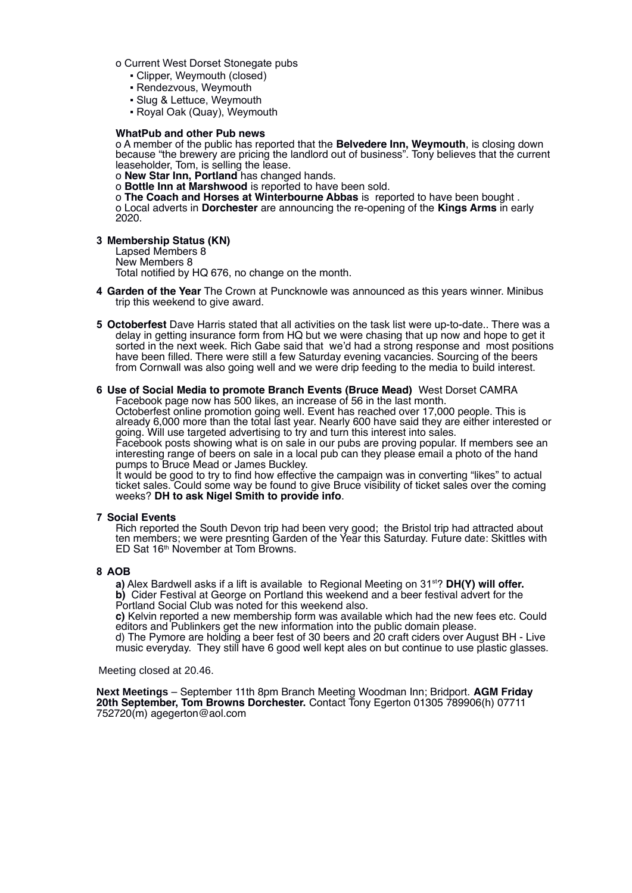o Current West Dorset Stonegate pubs

- Clipper, Weymouth (closed)
- Rendezvous, Weymouth
- Slug & Lettuce, Weymouth
- Royal Oak (Quay), Weymouth

**WhatPub and other Pub news**

o A member of the public has reported that the **Belvedere Inn, Weymouth**, is closing down because "the brewery are pricing the landlord out of business". Tony believes that the current leaseholder, Tom, is selling the lease.

o **New Star Inn, Portland** has changed hands.

o **Bottle Inn at Marshwood** is reported to have been sold.

o **The Coach and Horses at Winterbourne Abbas** is reported to have been bought .

o Local adverts in **Dorchester** are announcing the re-opening of the **Kings Arms** in early 2020.

**3 Membership Status (KN)**

Lapsed Members 8
New Members 8
Total notified by HQ 676, no change on the month.

**4 Garden of the Year** The Crown at Puncknowle was announced as this years winner. Minibus trip this weekend to give award.

**5 Octoberfest** Dave Harris stated that all activities on the task list were up-to-date.. There was a delay in getting insurance form from HQ but we were chasing that up now and hope to get it sorted in the next week. Rich Gabe said that we'd had a strong response and most positions have been filled. There were still a few Saturday evening vacancies. Sourcing of the beers from Cornwall was also going well and we were drip feeding to the media to build interest.

**6 Use of Social Media to promote Branch Events (Bruce Mead)** West Dorset CAMRA Facebook page now has 500 likes, an increase of 56 in the last month.

Octoberfest online promotion going well. Event has reached over 17,000 people. This is already 6,000 more than the total last year. Nearly 600 have said they are either interested or going. Will use targeted advertising to try and turn this interest into sales.

Facebook posts showing what is on sale in our pubs are proving popular. If members see an interesting range of beers on sale in a local pub can they please email a photo of the hand pumps to Bruce Mead or James Buckley.

It would be good to try to find how effective the campaign was in converting "likes" to actual ticket sales. Could some way be found to give Bruce visibility of ticket sales over the coming weeks? **DH to ask Nigel Smith to provide info**.

**7 Social Events**

Rich reported the South Devon trip had been very good; the Bristol trip had attracted about ten members; we were presnting Garden of the Year this Saturday. Future date: Skittles with ED Sat 16th November at Tom Browns.

**8 AOB**

**a)** Alex Bardwell asks if a lift is available to Regional Meeting on 31st? **DH(Y) will offer.**

**b)** Cider Festival at George on Portland this weekend and a beer festival advert for the Portland Social Club was noted for this weekend also.

**c)** Kelvin reported a new membership form was available which had the new fees etc. Could editors and Publinkers get the new information into the public domain please.

d) The Pymore are holding a beer fest of 30 beers and 20 craft ciders over August BH - Live music everyday. They still have 6 good well kept ales on but continue to use plastic glasses.

Meeting closed at 20.46.

**Next Meetings** – September 11th 8pm Branch Meeting Woodman Inn; Bridport. **AGM Friday 20th September, Tom Browns Dorchester.** Contact Tony Egerton 01305 789906(h) 07711 752720(m) agegerton@aol.com